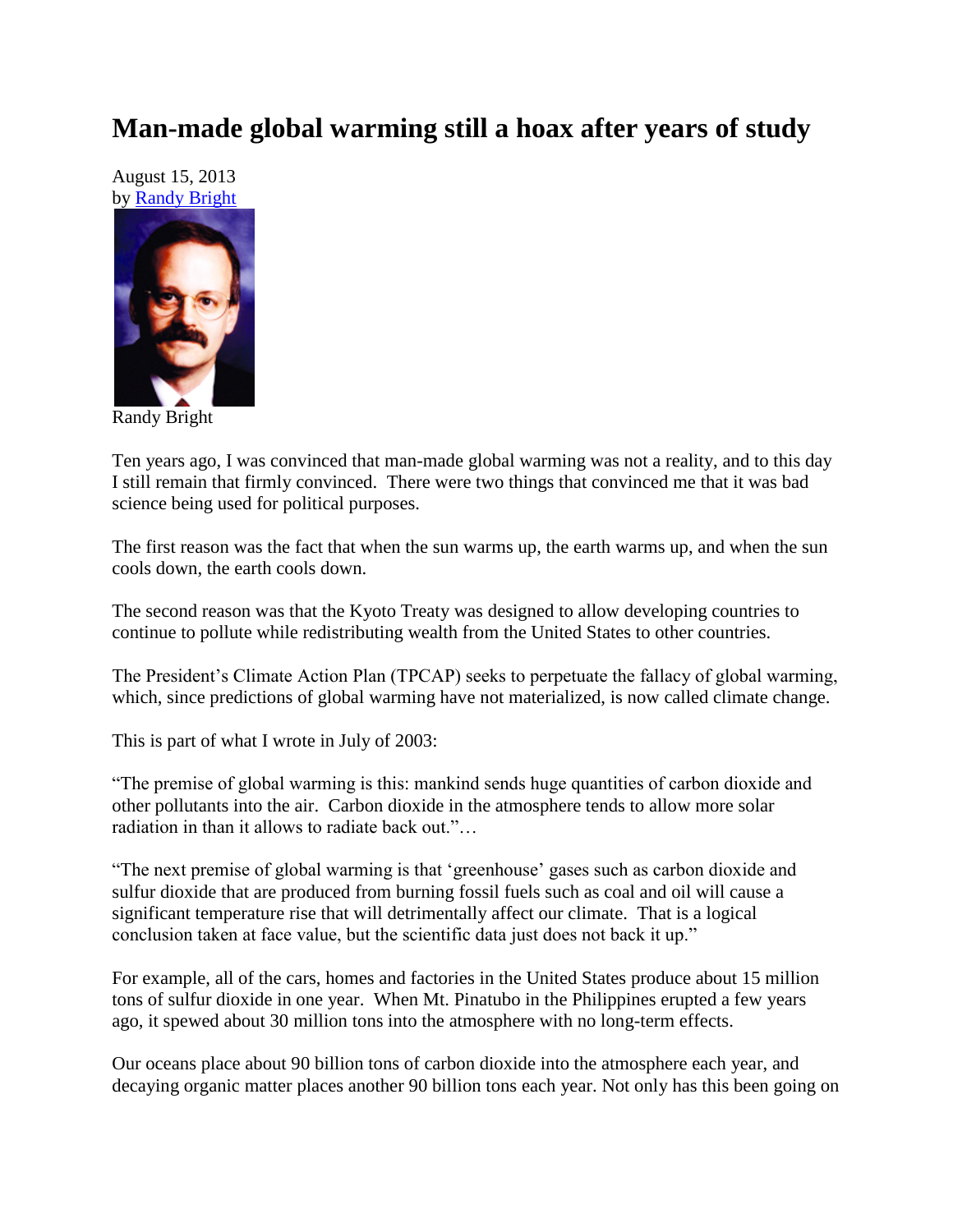# Man-made global warming still a hoax after years of study

August 15, 2013
by Randy Bright

Randy Bright

Ten years ago, I was convinced that man-made global warming was not a reality, and to this day I still remain that firmly convinced. There were two things that convinced me that it was bad science being used for political purposes.

The first reason was the fact that when the sun warms up, the earth warms up, and when the sun cools down, the earth cools down.

The second reason was that the Kyoto Treaty was designed to allow developing countries to continue to pollute while redistributing wealth from the United States to other countries.

The President's Climate Action Plan (TPCAP) seeks to perpetuate the fallacy of global warming, which, since predictions of global warming have not materialized, is now called climate change.

This is part of what I wrote in July of 2003:

"The premise of global warming is this: mankind sends huge quantities of carbon dioxide and other pollutants into the air. Carbon dioxide in the atmosphere tends to allow more solar radiation in than it allows to radiate back out."…

"The next premise of global warming is that 'greenhouse' gases such as carbon dioxide and sulfur dioxide that are produced from burning fossil fuels such as coal and oil will cause a significant temperature rise that will detrimentally affect our climate. That is a logical conclusion taken at face value, but the scientific data just does not back it up."

For example, all of the cars, homes and factories in the United States produce about 15 million tons of sulfur dioxide in one year. When Mt. Pinatubo in the Philippines erupted a few years ago, it spewed about 30 million tons into the atmosphere with no long-term effects.

Our oceans place about 90 billion tons of carbon dioxide into the atmosphere each year, and decaying organic matter places another 90 billion tons each year. Not only has this been going on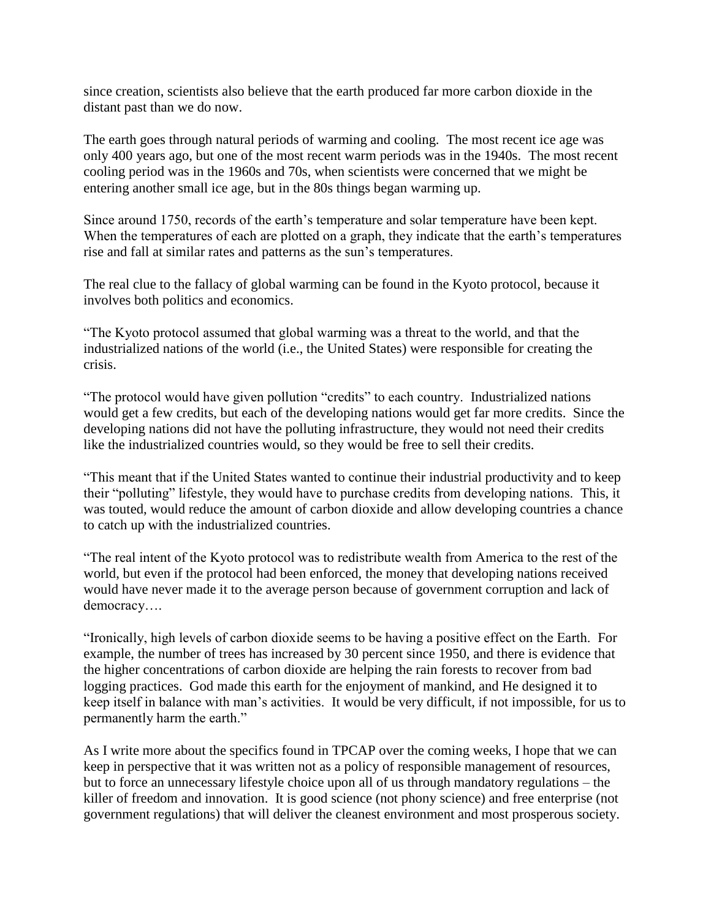since creation, scientists also believe that the earth produced far more carbon dioxide in the distant past than we do now.

The earth goes through natural periods of warming and cooling. The most recent ice age was only 400 years ago, but one of the most recent warm periods was in the 1940s. The most recent cooling period was in the 1960s and 70s, when scientists were concerned that we might be entering another small ice age, but in the 80s things began warming up.

Since around 1750, records of the earth's temperature and solar temperature have been kept. When the temperatures of each are plotted on a graph, they indicate that the earth's temperatures rise and fall at similar rates and patterns as the sun's temperatures.

The real clue to the fallacy of global warming can be found in the Kyoto protocol, because it involves both politics and economics.

"The Kyoto protocol assumed that global warming was a threat to the world, and that the industrialized nations of the world (i.e., the United States) were responsible for creating the crisis.

"The protocol would have given pollution "credits" to each country. Industrialized nations would get a few credits, but each of the developing nations would get far more credits. Since the developing nations did not have the polluting infrastructure, they would not need their credits like the industrialized countries would, so they would be free to sell their credits.

"This meant that if the United States wanted to continue their industrial productivity and to keep their "polluting" lifestyle, they would have to purchase credits from developing nations. This, it was touted, would reduce the amount of carbon dioxide and allow developing countries a chance to catch up with the industrialized countries.

"The real intent of the Kyoto protocol was to redistribute wealth from America to the rest of the world, but even if the protocol had been enforced, the money that developing nations received would have never made it to the average person because of government corruption and lack of democracy….

"Ironically, high levels of carbon dioxide seems to be having a positive effect on the Earth. For example, the number of trees has increased by 30 percent since 1950, and there is evidence that the higher concentrations of carbon dioxide are helping the rain forests to recover from bad logging practices. God made this earth for the enjoyment of mankind, and He designed it to keep itself in balance with man's activities. It would be very difficult, if not impossible, for us to permanently harm the earth."

As I write more about the specifics found in TPCAP over the coming weeks, I hope that we can keep in perspective that it was written not as a policy of responsible management of resources, but to force an unnecessary lifestyle choice upon all of us through mandatory regulations – the killer of freedom and innovation. It is good science (not phony science) and free enterprise (not government regulations) that will deliver the cleanest environment and most prosperous society.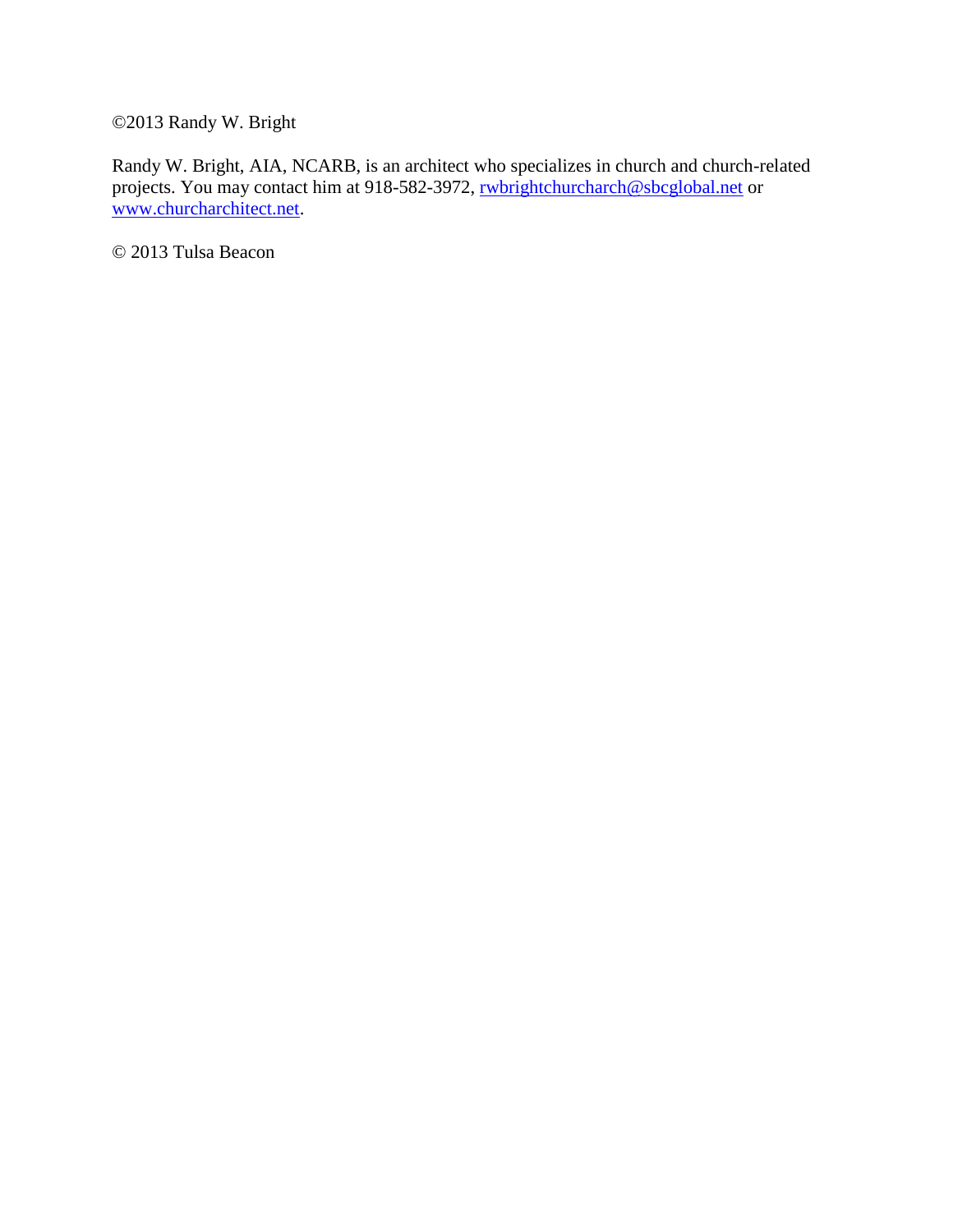©2013 Randy W. Bright

Randy W. Bright, AIA, NCARB, is an architect who specializes in church and church-related projects. You may contact him at 918-582-3972, [rwbrightchurcharch@sbcglobal.net](mailto:rwbrightchurcharch@sbcglobal.net) or [www.churcharchitect.net](http://www.churcharchitect.net).

© 2013 Tulsa Beacon